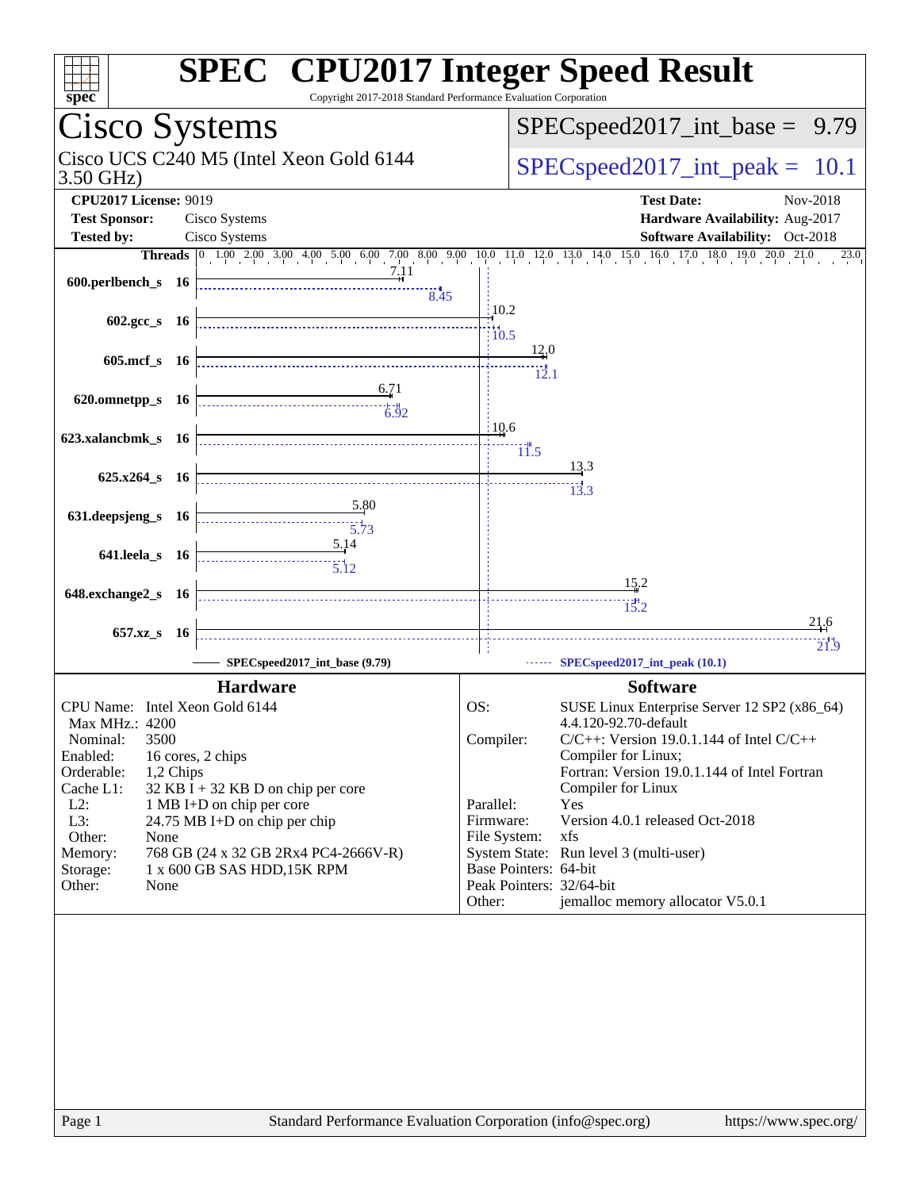# SPEC CPU2017 Integer Speed Result

Copyright 2017-2018 Standard Performance Evaluation Corporation

## Cisco Systems

Cisco UCS C240 M5 (Intel Xeon Gold 6144 3.50 GHz)

SPECspeed2017_int_base = 9.79

SPECspeed2017_int_peak = 10.1

**CPU2017 License:** 9019
**Test Sponsor:** Cisco Systems
**Tested by:** Cisco Systems

**Test Date:** Nov-2018
**Hardware Availability:** Aug-2017
**Software Availability:** Oct-2018

| Benchmark | Threads | Base | Peak |
|---|---|---|---|
| 600.perlbench_s | 16 | 7.11 | 8.45 |
| 602.gcc_s | 16 | 10.2 | 10.5 |
| 605.mcf_s | 16 | 12.0 | 12.1 |
| 620.omnetpp_s | 16 | 6.71 | 6.92 |
| 623.xalancbmk_s | 16 | 10.6 | 11.5 |
| 625.x264_s | 16 | 13.3 | 13.3 |
| 631.deepsjeng_s | 16 | 5.80 | 5.73 |
| 641.leela_s | 16 | 5.14 | 5.12 |
| 648.exchange2_s | 16 | 15.2 | 15.2 |
| 657.xz_s | 16 | 21.6 | 21.9 |

SPECspeed2017_int_base (9.79) — SPECspeed2017_int_peak (10.1)

### Hardware

| | |
|---|---|
| CPU Name: | Intel Xeon Gold 6144 |
| Max MHz.: | 4200 |
| Nominal: | 3500 |
| Enabled: | 16 cores, 2 chips |
| Orderable: | 1,2 Chips |
| Cache L1: | 32 KB I + 32 KB D on chip per core |
| L2: | 1 MB I+D on chip per core |
| L3: | 24.75 MB I+D on chip per chip |
| Other: | None |
| Memory: | 768 GB (24 x 32 GB 2Rx4 PC4-2666V-R) |
| Storage: | 1 x 600 GB SAS HDD,15K RPM |
| Other: | None |

### Software

| | |
|---|---|
| OS: | SUSE Linux Enterprise Server 12 SP2 (x86_64) 4.4.120-92.70-default |
| Compiler: | C/C++: Version 19.0.1.144 of Intel C/C++ Compiler for Linux; Fortran: Version 19.0.1.144 of Intel Fortran Compiler for Linux |
| Parallel: | Yes |
| Firmware: | Version 4.0.1 released Oct-2018 |
| File System: | xfs |
| System State: | Run level 3 (multi-user) |
| Base Pointers: | 64-bit |
| Peak Pointers: | 32/64-bit |
| Other: | jemalloc memory allocator V5.0.1 |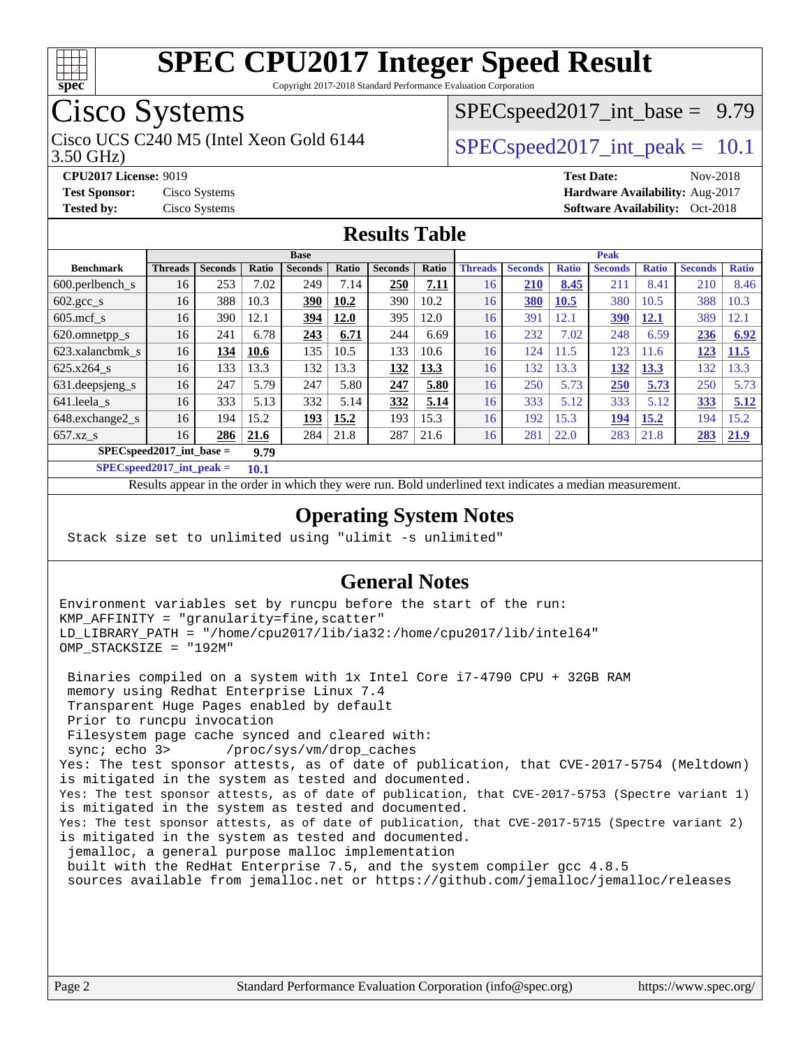# SPEC CPU2017 Integer Speed Result

Copyright 2017-2018 Standard Performance Evaluation Corporation

## Cisco Systems

Cisco UCS C240 M5 (Intel Xeon Gold 6144 3.50 GHz)

SPECspeed2017_int_base = 9.79

SPECspeed2017_int_peak = 10.1

**CPU2017 License:** 9019
**Test Sponsor:** Cisco Systems
**Tested by:** Cisco Systems

**Test Date:** Nov-2018
**Hardware Availability:** Aug-2017
**Software Availability:** Oct-2018

## Results Table

| Benchmark | Base | | | | | | | Peak | | | | | | |
|---|---|---|---|---|---|---|---|---|---|---|---|---|---|---|
| | Threads | Seconds | Ratio | Seconds | Ratio | Seconds | Ratio | Threads | Seconds | Ratio | Seconds | Ratio | Seconds | Ratio |
| 600.perlbench_s | 16 | 253 | 7.02 | 249 | 7.14 | **250** | **7.11** | 16 | **210** | **8.45** | 211 | 8.41 | 210 | 8.46 |
| 602.gcc_s | 16 | 388 | 10.3 | **390** | **10.2** | 390 | 10.2 | 16 | **380** | **10.5** | 380 | 10.5 | 388 | 10.3 |
| 605.mcf_s | 16 | 390 | 12.1 | **394** | **12.0** | 395 | 12.0 | 16 | 391 | 12.1 | **390** | **12.1** | 389 | 12.1 |
| 620.omnetpp_s | 16 | 241 | 6.78 | **243** | **6.71** | 244 | 6.69 | 16 | 232 | 7.02 | 248 | 6.59 | **236** | **6.92** |
| 623.xalancbmk_s | 16 | **134** | **10.6** | 135 | 10.5 | 133 | 10.6 | 16 | 124 | 11.5 | 123 | 11.6 | **123** | **11.5** |
| 625.x264_s | 16 | 133 | 13.3 | 132 | 13.3 | **132** | **13.3** | 16 | 132 | 13.3 | **132** | **13.3** | 132 | 13.3 |
| 631.deepsjeng_s | 16 | 247 | 5.79 | 247 | 5.80 | **247** | **5.80** | 16 | 250 | 5.73 | **250** | **5.73** | 250 | 5.73 |
| 641.leela_s | 16 | 333 | 5.13 | 332 | 5.14 | **332** | **5.14** | 16 | 333 | 5.12 | 333 | 5.12 | **333** | **5.12** |
| 648.exchange2_s | 16 | 194 | 15.2 | **193** | **15.2** | 193 | 15.3 | 16 | 192 | 15.3 | **194** | **15.2** | 194 | 15.2 |
| 657.xz_s | 16 | **286** | **21.6** | 284 | 21.8 | 287 | 21.6 | 16 | 281 | 22.0 | 283 | 21.8 | **283** | **21.9** |

**SPECspeed2017_int_base = 9.79**

**SPECspeed2017_int_peak = 10.1**

Results appear in the order in which they were run. Bold underlined text indicates a median measurement.

## Operating System Notes

```
Stack size set to unlimited using "ulimit -s unlimited"
```

## General Notes

```
Environment variables set by runcpu before the start of the run:
KMP_AFFINITY = "granularity=fine,scatter"
LD_LIBRARY_PATH = "/home/cpu2017/lib/ia32:/home/cpu2017/lib/intel64"
OMP_STACKSIZE = "192M"

 Binaries compiled on a system with 1x Intel Core i7-4790 CPU + 32GB RAM
 memory using Redhat Enterprise Linux 7.4
 Transparent Huge Pages enabled by default
 Prior to runcpu invocation
 Filesystem page cache synced and cleared with:
 sync; echo 3>       /proc/sys/vm/drop_caches
Yes: The test sponsor attests, as of date of publication, that CVE-2017-5754 (Meltdown)
is mitigated in the system as tested and documented.
Yes: The test sponsor attests, as of date of publication, that CVE-2017-5753 (Spectre variant 1)
is mitigated in the system as tested and documented.
Yes: The test sponsor attests, as of date of publication, that CVE-2017-5715 (Spectre variant 2)
is mitigated in the system as tested and documented.
 jemalloc, a general purpose malloc implementation
 built with the RedHat Enterprise 7.5, and the system compiler gcc 4.8.5
 sources available from jemalloc.net or https://github.com/jemalloc/jemalloc/releases
```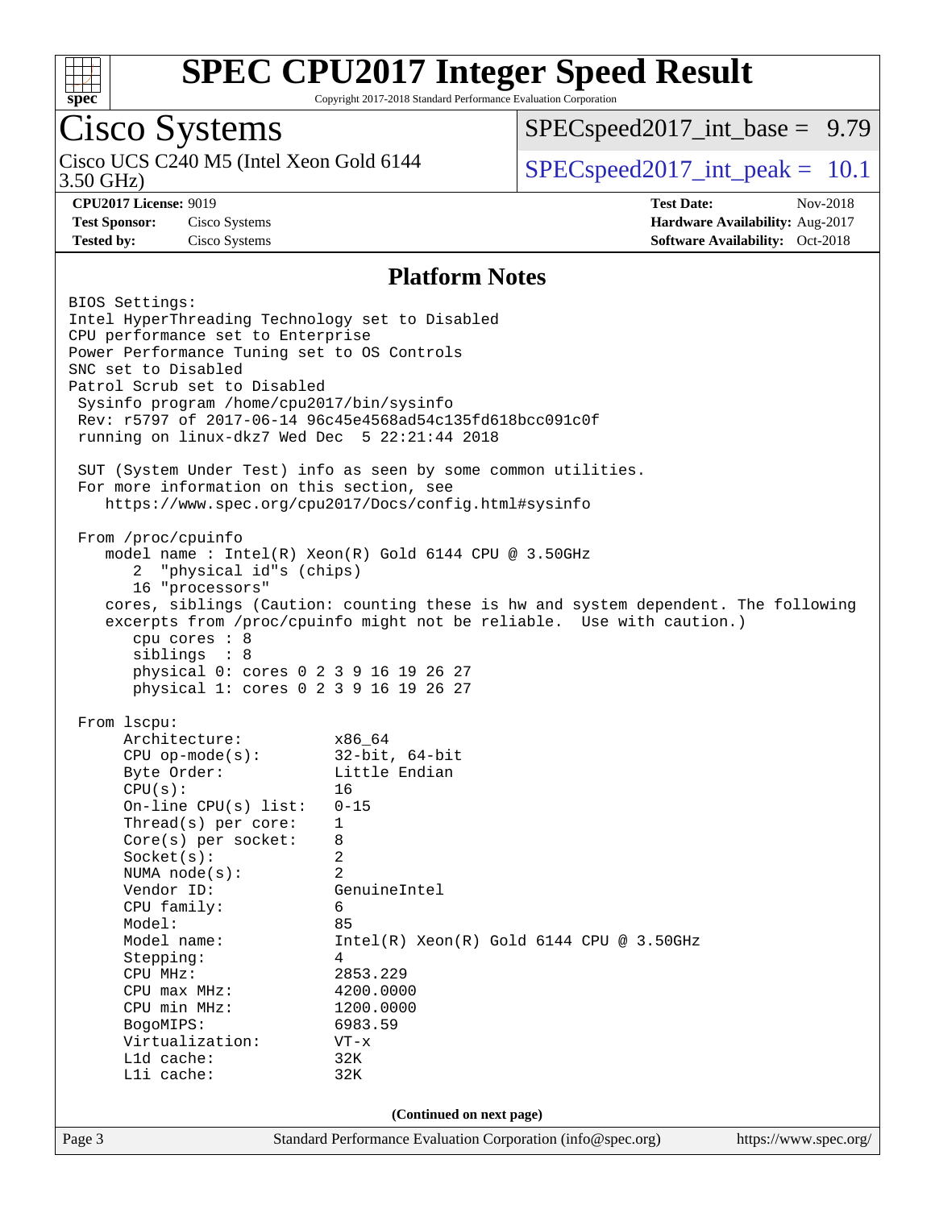# SPEC CPU2017 Integer Speed Result

Copyright 2017-2018 Standard Performance Evaluation Corporation

## Cisco Systems

Cisco UCS C240 M5 (Intel Xeon Gold 6144 3.50 GHz)

SPECspeed2017_int_base = 9.79

SPECspeed2017_int_peak = 10.1

**CPU2017 License:** 9019
**Test Sponsor:** Cisco Systems
**Tested by:** Cisco Systems

**Test Date:** Nov-2018
**Hardware Availability:** Aug-2017
**Software Availability:** Oct-2018

### Platform Notes

```
BIOS Settings:
Intel HyperThreading Technology set to Disabled
CPU performance set to Enterprise
Power Performance Tuning set to OS Controls
SNC set to Disabled
Patrol Scrub set to Disabled
 Sysinfo program /home/cpu2017/bin/sysinfo
 Rev: r5797 of 2017-06-14 96c45e4568ad54c135fd618bcc091c0f
 running on linux-dkz7 Wed Dec  5 22:21:44 2018

 SUT (System Under Test) info as seen by some common utilities.
 For more information on this section, see
    https://www.spec.org/cpu2017/Docs/config.html#sysinfo

 From /proc/cpuinfo
    model name : Intel(R) Xeon(R) Gold 6144 CPU @ 3.50GHz
       2  "physical id"s (chips)
       16 "processors"
    cores, siblings (Caution: counting these is hw and system dependent. The following
    excerpts from /proc/cpuinfo might not be reliable.  Use with caution.)
       cpu cores : 8
       siblings  : 8
       physical 0: cores 0 2 3 9 16 19 26 27
       physical 1: cores 0 2 3 9 16 19 26 27

 From lscpu:
      Architecture:          x86_64
      CPU op-mode(s):        32-bit, 64-bit
      Byte Order:            Little Endian
      CPU(s):                16
      On-line CPU(s) list:   0-15
      Thread(s) per core:    1
      Core(s) per socket:    8
      Socket(s):             2
      NUMA node(s):          2
      Vendor ID:             GenuineIntel
      CPU family:            6
      Model:                 85
      Model name:            Intel(R) Xeon(R) Gold 6144 CPU @ 3.50GHz
      Stepping:              4
      CPU MHz:               2853.229
      CPU max MHz:           4200.0000
      CPU min MHz:           1200.0000
      BogoMIPS:              6983.59
      Virtualization:        VT-x
      L1d cache:             32K
      L1i cache:             32K
```

(Continued on next page)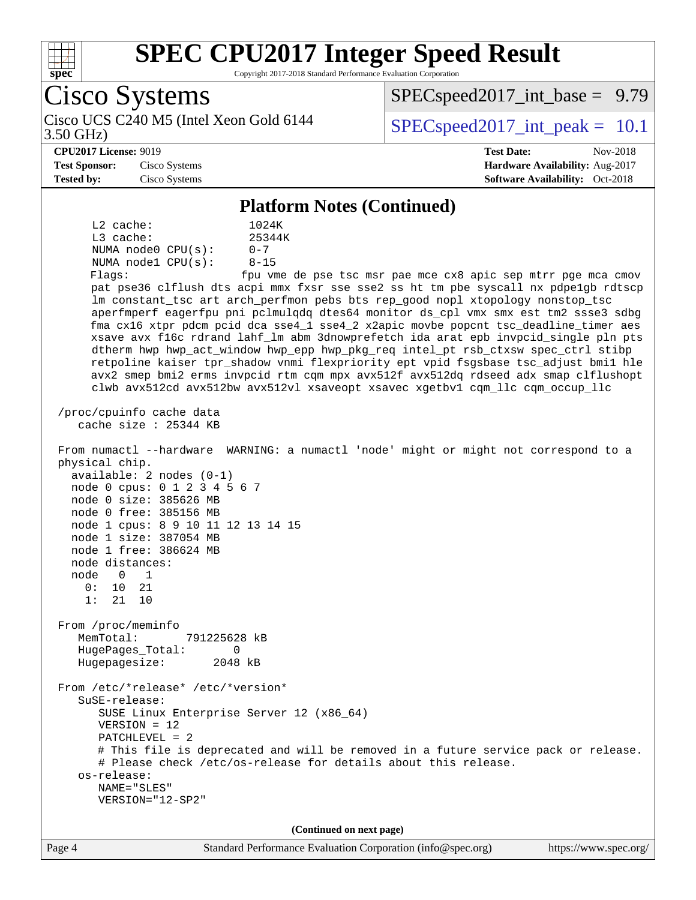# SPEC CPU2017 Integer Speed Result

Copyright 2017-2018 Standard Performance Evaluation Corporation

## Cisco Systems

Cisco UCS C240 M5 (Intel Xeon Gold 6144 3.50 GHz)

SPECspeed2017_int_base = 9.79

SPECspeed2017_int_peak = 10.1

**CPU2017 License:** 9019
**Test Sponsor:** Cisco Systems
**Tested by:** Cisco Systems

**Test Date:** Nov-2018
**Hardware Availability:** Aug-2017
**Software Availability:** Oct-2018

### Platform Notes (Continued)

```
      L2 cache:              1024K
      L3 cache:              25344K
      NUMA node0 CPU(s):     0-7
      NUMA node1 CPU(s):     8-15
      Flags:                 fpu vme de pse tsc msr pae mce cx8 apic sep mtrr pge mca cmov
      pat pse36 clflush dts acpi mmx fxsr sse sse2 ss ht tm pbe syscall nx pdpe1gb rdtscp
      lm constant_tsc art arch_perfmon pebs bts rep_good nopl xtopology nonstop_tsc
      aperfmperf eagerfpu pni pclmulqdq dtes64 monitor ds_cpl vmx smx est tm2 ssse3 sdbg
      fma cx16 xtpr pdcm pcid dca sse4_1 sse4_2 x2apic movbe popcnt tsc_deadline_timer aes
      xsave avx f16c rdrand lahf_lm abm 3dnowprefetch ida arat epb invpcid_single pln pts
      dtherm hwp hwp_act_window hwp_epp hwp_pkg_req intel_pt rsb_ctxsw spec_ctrl stibp
      retpoline kaiser tpr_shadow vnmi flexpriority ept vpid fsgsbase tsc_adjust bmi1 hle
      avx2 smep bmi2 erms invpcid rtm cqm mpx avx512f avx512dq rdseed adx smap clflushopt
      clwb avx512cd avx512bw avx512vl xsaveopt xsavec xgetbv1 cqm_llc cqm_occup_llc

 /proc/cpuinfo cache data
    cache size : 25344 KB

 From numactl --hardware  WARNING: a numactl 'node' might or might not correspond to a
 physical chip.
   available: 2 nodes (0-1)
   node 0 cpus: 0 1 2 3 4 5 6 7
   node 0 size: 385626 MB
   node 0 free: 385156 MB
   node 1 cpus: 8 9 10 11 12 13 14 15
   node 1 size: 387054 MB
   node 1 free: 386624 MB
   node distances:
   node   0   1
     0:  10  21
     1:  21  10

 From /proc/meminfo
    MemTotal:       791225628 kB
    HugePages_Total:       0
    Hugepagesize:       2048 kB

 From /etc/*release* /etc/*version*
    SuSE-release:
       SUSE Linux Enterprise Server 12 (x86_64)
       VERSION = 12
       PATCHLEVEL = 2
       # This file is deprecated and will be removed in a future service pack or release.
       # Please check /etc/os-release for details about this release.
    os-release:
       NAME="SLES"
       VERSION="12-SP2"
```

(Continued on next page)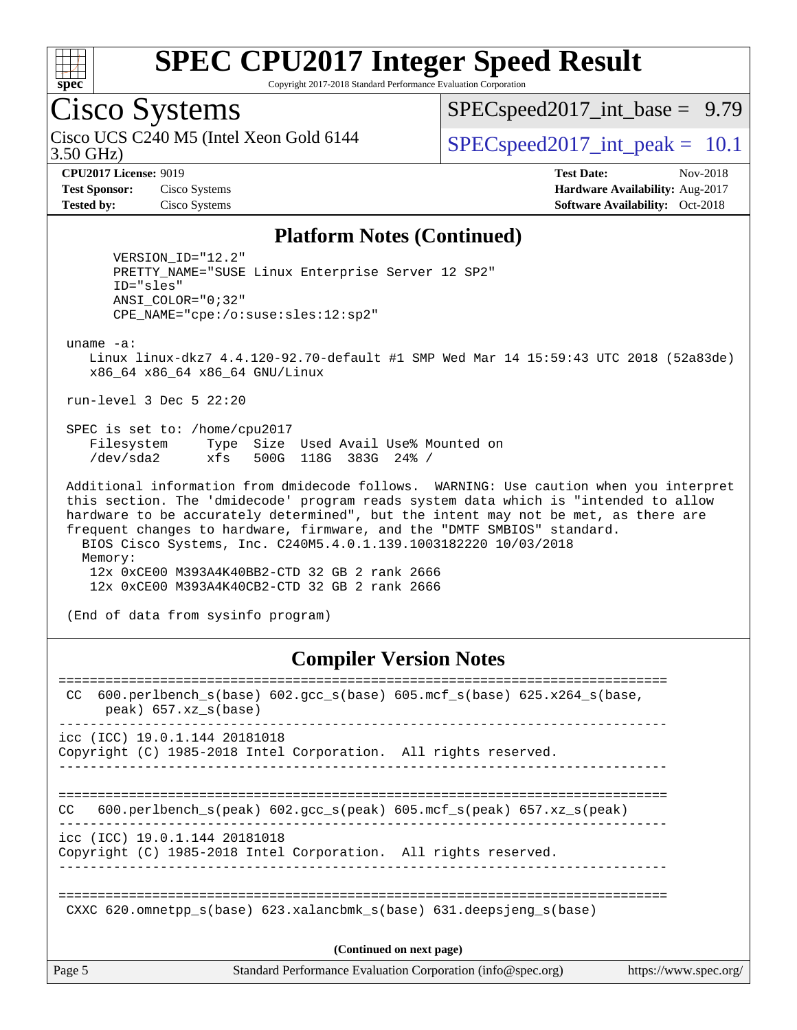# SPEC CPU2017 Integer Speed Result

Copyright 2017-2018 Standard Performance Evaluation Corporation

## Cisco Systems

Cisco UCS C240 M5 (Intel Xeon Gold 6144 3.50 GHz)

SPECspeed2017_int_base = 9.79

SPECspeed2017_int_peak = 10.1

**CPU2017 License:** 9019
**Test Sponsor:** Cisco Systems
**Tested by:** Cisco Systems

**Test Date:** Nov-2018
**Hardware Availability:** Aug-2017
**Software Availability:** Oct-2018

## Platform Notes (Continued)

```
       VERSION_ID="12.2"
       PRETTY_NAME="SUSE Linux Enterprise Server 12 SP2"
       ID="sles"
       ANSI_COLOR="0;32"
       CPE_NAME="cpe:/o:suse:sles:12:sp2"

 uname -a:
    Linux linux-dkz7 4.4.120-92.70-default #1 SMP Wed Mar 14 15:59:43 UTC 2018 (52a83de)
    x86_64 x86_64 x86_64 GNU/Linux

 run-level 3 Dec 5 22:20

 SPEC is set to: /home/cpu2017
    Filesystem     Type  Size  Used Avail Use% Mounted on
    /dev/sda2      xfs   500G  118G  383G  24% /

 Additional information from dmidecode follows.  WARNING: Use caution when you interpret
 this section. The 'dmidecode' program reads system data which is "intended to allow
 hardware to be accurately determined", but the intent may not be met, as there are
 frequent changes to hardware, firmware, and the "DMTF SMBIOS" standard.
   BIOS Cisco Systems, Inc. C240M5.4.0.1.139.1003182220 10/03/2018
   Memory:
    12x 0xCE00 M393A4K40BB2-CTD 32 GB 2 rank 2666
    12x 0xCE00 M393A4K40CB2-CTD 32 GB 2 rank 2666

 (End of data from sysinfo program)
```

## Compiler Version Notes

```
==============================================================================
 CC  600.perlbench_s(base) 602.gcc_s(base) 605.mcf_s(base) 625.x264_s(base,
      peak) 657.xz_s(base)
------------------------------------------------------------------------------
icc (ICC) 19.0.1.144 20181018
Copyright (C) 1985-2018 Intel Corporation.  All rights reserved.
------------------------------------------------------------------------------

==============================================================================
CC   600.perlbench_s(peak) 602.gcc_s(peak) 605.mcf_s(peak) 657.xz_s(peak)
------------------------------------------------------------------------------
icc (ICC) 19.0.1.144 20181018
Copyright (C) 1985-2018 Intel Corporation.  All rights reserved.
------------------------------------------------------------------------------

==============================================================================
 CXXC 620.omnetpp_s(base) 623.xalancbmk_s(base) 631.deepsjeng_s(base)
```

(Continued on next page)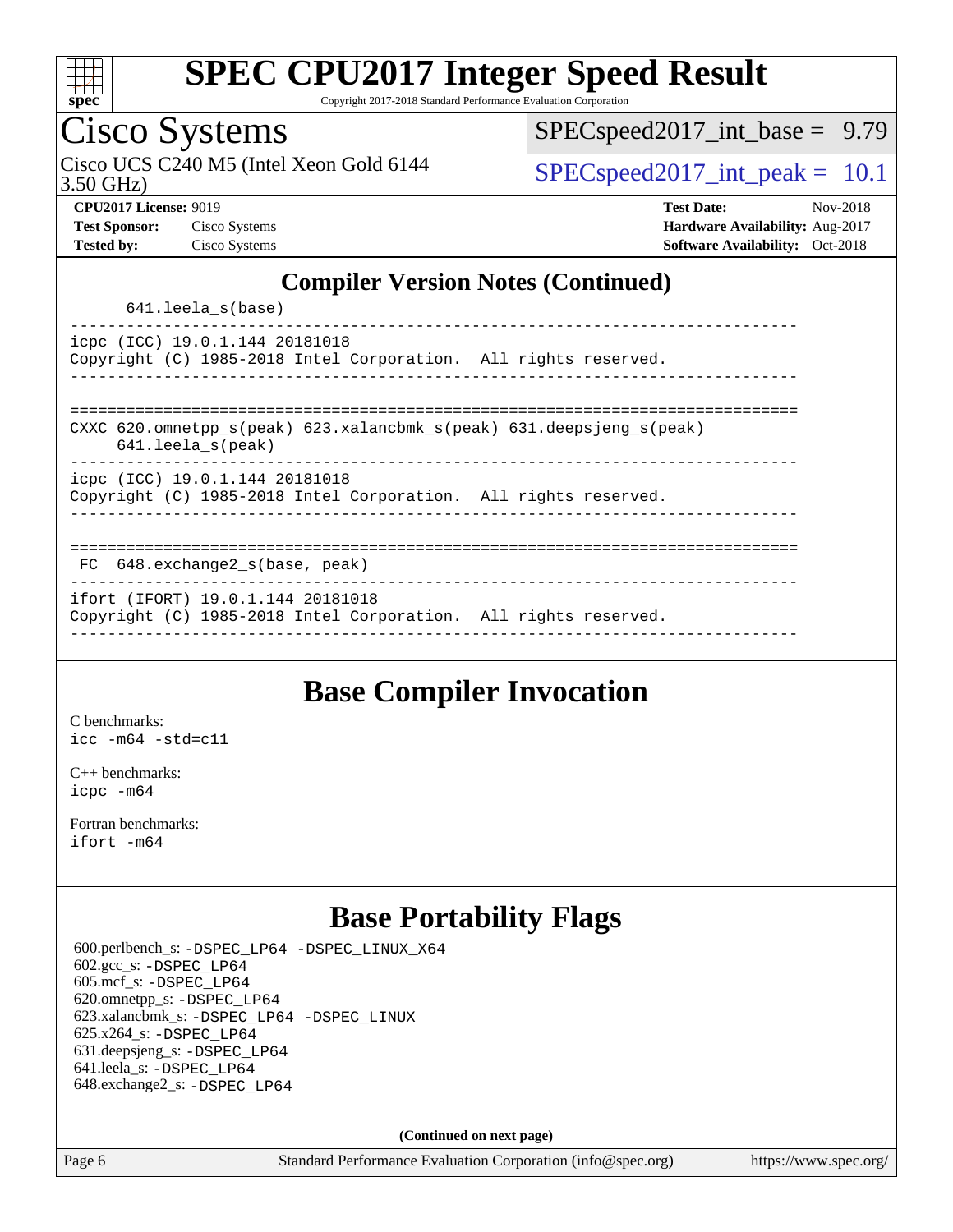## Compiler Version Notes (Continued)

```
      641.leela_s(base)
------------------------------------------------------------------------------
icpc (ICC) 19.0.1.144 20181018
Copyright (C) 1985-2018 Intel Corporation.  All rights reserved.
------------------------------------------------------------------------------

==============================================================================
CXXC 620.omnetpp_s(peak) 623.xalancbmk_s(peak) 631.deepsjeng_s(peak)
     641.leela_s(peak)
------------------------------------------------------------------------------
icpc (ICC) 19.0.1.144 20181018
Copyright (C) 1985-2018 Intel Corporation.  All rights reserved.
------------------------------------------------------------------------------

==============================================================================
 FC  648.exchange2_s(base, peak)
------------------------------------------------------------------------------
ifort (IFORT) 19.0.1.144 20181018
Copyright (C) 1985-2018 Intel Corporation.  All rights reserved.
------------------------------------------------------------------------------
```

## Base Compiler Invocation

C benchmarks:
icc -m64 -std=c11

C++ benchmarks:
icpc -m64

Fortran benchmarks:
ifort -m64

## Base Portability Flags

600.perlbench_s: -DSPEC_LP64 -DSPEC_LINUX_X64
602.gcc_s: -DSPEC_LP64
605.mcf_s: -DSPEC_LP64
620.omnetpp_s: -DSPEC_LP64
623.xalancbmk_s: -DSPEC_LP64 -DSPEC_LINUX
625.x264_s: -DSPEC_LP64
631.deepsjeng_s: -DSPEC_LP64
641.leela_s: -DSPEC_LP64
648.exchange2_s: -DSPEC_LP64

**(Continued on next page)**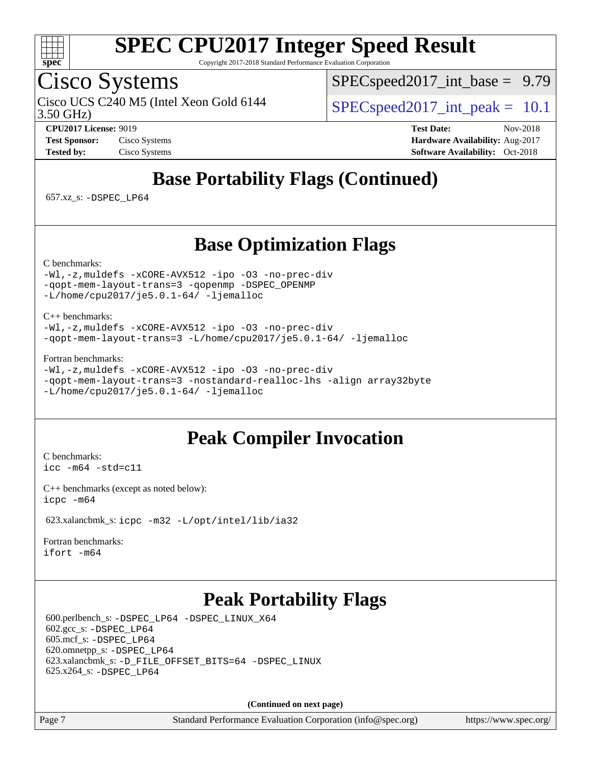# Base Portability Flags (Continued)

657.xz_s: `-DSPEC_LP64`

# Base Optimization Flags

C benchmarks:
```
-Wl,-z,muldefs -xCORE-AVX512 -ipo -O3 -no-prec-div
-qopt-mem-layout-trans=3 -qopenmp -DSPEC_OPENMP
-L/home/cpu2017/je5.0.1-64/ -ljemalloc
```

C++ benchmarks:
```
-Wl,-z,muldefs -xCORE-AVX512 -ipo -O3 -no-prec-div
-qopt-mem-layout-trans=3 -L/home/cpu2017/je5.0.1-64/ -ljemalloc
```

Fortran benchmarks:
```
-Wl,-z,muldefs -xCORE-AVX512 -ipo -O3 -no-prec-div
-qopt-mem-layout-trans=3 -nostandard-realloc-lhs -align array32byte
-L/home/cpu2017/je5.0.1-64/ -ljemalloc
```

# Peak Compiler Invocation

C benchmarks:
```
icc -m64 -std=c11
```

C++ benchmarks (except as noted below):
```
icpc -m64
```

623.xalancbmk_s: `icpc -m32 -L/opt/intel/lib/ia32`

Fortran benchmarks:
```
ifort -m64
```

# Peak Portability Flags

600.perlbench_s: `-DSPEC_LP64 -DSPEC_LINUX_X64`
602.gcc_s: `-DSPEC_LP64`
605.mcf_s: `-DSPEC_LP64`
620.omnetpp_s: `-DSPEC_LP64`
623.xalancbmk_s: `-D_FILE_OFFSET_BITS=64 -DSPEC_LINUX`
625.x264_s: `-DSPEC_LP64`

**(Continued on next page)**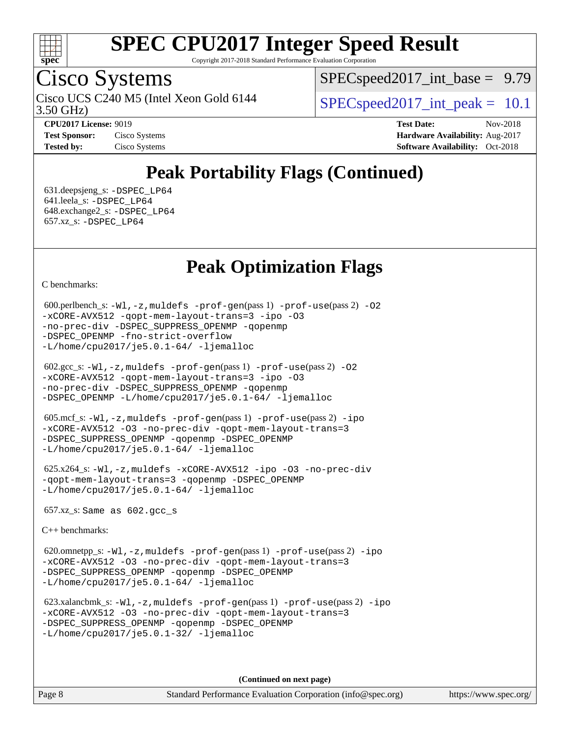# SPEC CPU2017 Integer Speed Result

Copyright 2017-2018 Standard Performance Evaluation Corporation

## Cisco Systems

Cisco UCS C240 M5 (Intel Xeon Gold 6144 3.50 GHz)

SPECspeed2017_int_base = 9.79

SPECspeed2017_int_peak = 10.1

**CPU2017 License:** 9019
**Test Sponsor:** Cisco Systems
**Tested by:** Cisco Systems

**Test Date:** Nov-2018
**Hardware Availability:** Aug-2017
**Software Availability:** Oct-2018

## Peak Portability Flags (Continued)

631.deepsjeng_s: -DSPEC_LP64
641.leela_s: -DSPEC_LP64
648.exchange2_s: -DSPEC_LP64
657.xz_s: -DSPEC_LP64

## Peak Optimization Flags

C benchmarks:

600.perlbench_s: -Wl,-z,muldefs -prof-gen(pass 1) -prof-use(pass 2) -O2 -xCORE-AVX512 -qopt-mem-layout-trans=3 -ipo -O3 -no-prec-div -DSPEC_SUPPRESS_OPENMP -qopenmp -DSPEC_OPENMP -fno-strict-overflow -L/home/cpu2017/je5.0.1-64/ -ljemalloc

602.gcc_s: -Wl,-z,muldefs -prof-gen(pass 1) -prof-use(pass 2) -O2 -xCORE-AVX512 -qopt-mem-layout-trans=3 -ipo -O3 -no-prec-div -DSPEC_SUPPRESS_OPENMP -qopenmp -DSPEC_OPENMP -L/home/cpu2017/je5.0.1-64/ -ljemalloc

605.mcf_s: -Wl,-z,muldefs -prof-gen(pass 1) -prof-use(pass 2) -ipo -xCORE-AVX512 -O3 -no-prec-div -qopt-mem-layout-trans=3 -DSPEC_SUPPRESS_OPENMP -qopenmp -DSPEC_OPENMP -L/home/cpu2017/je5.0.1-64/ -ljemalloc

625.x264_s: -Wl,-z,muldefs -xCORE-AVX512 -ipo -O3 -no-prec-div -qopt-mem-layout-trans=3 -qopenmp -DSPEC_OPENMP -L/home/cpu2017/je5.0.1-64/ -ljemalloc

657.xz_s: Same as 602.gcc_s

C++ benchmarks:

620.omnetpp_s: -Wl,-z,muldefs -prof-gen(pass 1) -prof-use(pass 2) -ipo -xCORE-AVX512 -O3 -no-prec-div -qopt-mem-layout-trans=3 -DSPEC_SUPPRESS_OPENMP -qopenmp -DSPEC_OPENMP -L/home/cpu2017/je5.0.1-64/ -ljemalloc

623.xalancbmk_s: -Wl,-z,muldefs -prof-gen(pass 1) -prof-use(pass 2) -ipo -xCORE-AVX512 -O3 -no-prec-div -qopt-mem-layout-trans=3 -DSPEC_SUPPRESS_OPENMP -qopenmp -DSPEC_OPENMP -L/home/cpu2017/je5.0.1-32/ -ljemalloc

(Continued on next page)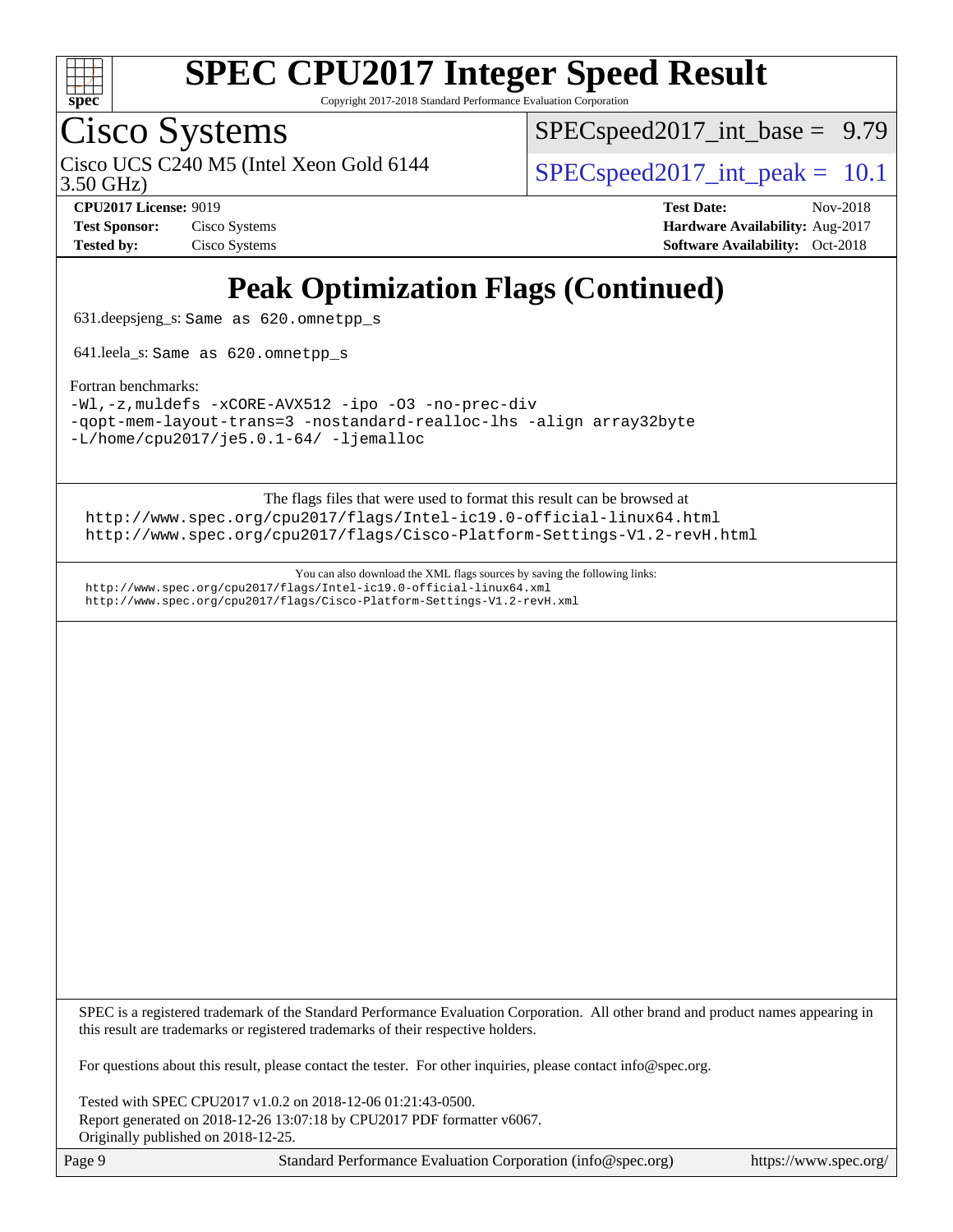# Peak Optimization Flags (Continued)

631.deepsjeng_s: `Same as 620.omnetpp_s`

641.leela_s: `Same as 620.omnetpp_s`

Fortran benchmarks:

```
-Wl,-z,muldefs -xCORE-AVX512 -ipo -O3 -no-prec-div
-qopt-mem-layout-trans=3 -nostandard-realloc-lhs -align array32byte
-L/home/cpu2017/je5.0.1-64/ -ljemalloc
```

The flags files that were used to format this result can be browsed at

http://www.spec.org/cpu2017/flags/Intel-ic19.0-official-linux64.html
http://www.spec.org/cpu2017/flags/Cisco-Platform-Settings-V1.2-revH.html

You can also download the XML flags sources by saving the following links:

http://www.spec.org/cpu2017/flags/Intel-ic19.0-official-linux64.xml
http://www.spec.org/cpu2017/flags/Cisco-Platform-Settings-V1.2-revH.xml

SPEC is a registered trademark of the Standard Performance Evaluation Corporation. All other brand and product names appearing in this result are trademarks or registered trademarks of their respective holders.

For questions about this result, please contact the tester. For other inquiries, please contact info@spec.org.

Tested with SPEC CPU2017 v1.0.2 on 2018-12-06 01:21:43-0500.
Report generated on 2018-12-26 13:07:18 by CPU2017 PDF formatter v6067.
Originally published on 2018-12-25.